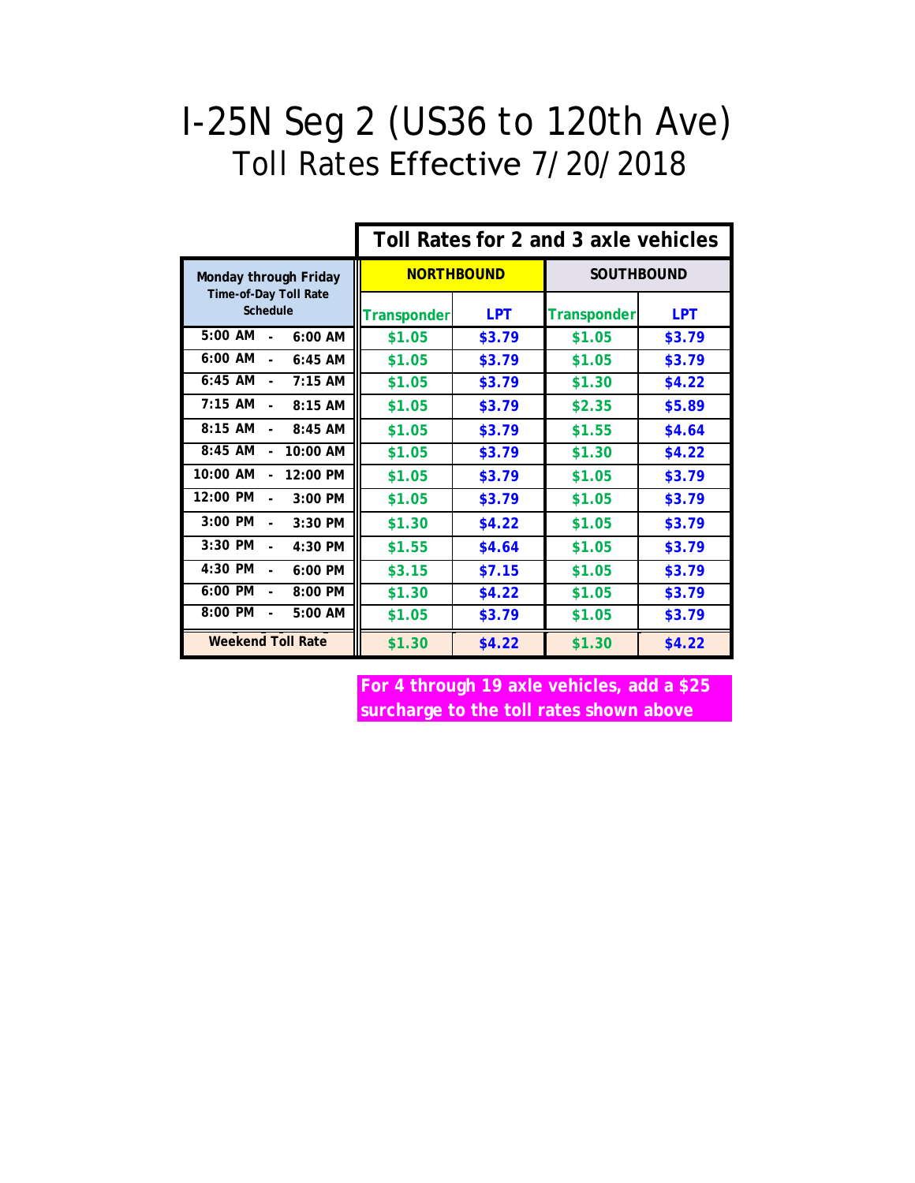# I-25N Seg 2 (US36 to 120th Ave)

## Toll Rates Effective 7/20/2018

| Monday through Friday Time-of-Day Toll Rate Schedule | Toll Rates for 2 and 3 axle vehicles | | | |
|---|---|---|---|---|
| | NORTHBOUND | | SOUTHBOUND | |
| | Transponder | LPT | Transponder | LPT |
| 5:00 AM - 6:00 AM | $1.05 | $3.79 | $1.05 | $3.79 |
| 6:00 AM - 6:45 AM | $1.05 | $3.79 | $1.05 | $3.79 |
| 6:45 AM - 7:15 AM | $1.05 | $3.79 | $1.30 | $4.22 |
| 7:15 AM - 8:15 AM | $1.05 | $3.79 | $2.35 | $5.89 |
| 8:15 AM - 8:45 AM | $1.05 | $3.79 | $1.55 | $4.64 |
| 8:45 AM - 10:00 AM | $1.05 | $3.79 | $1.30 | $4.22 |
| 10:00 AM - 12:00 PM | $1.05 | $3.79 | $1.05 | $3.79 |
| 12:00 PM - 3:00 PM | $1.05 | $3.79 | $1.05 | $3.79 |
| 3:00 PM - 3:30 PM | $1.30 | $4.22 | $1.05 | $3.79 |
| 3:30 PM - 4:30 PM | $1.55 | $4.64 | $1.05 | $3.79 |
| 4:30 PM - 6:00 PM | $3.15 | $7.15 | $1.05 | $3.79 |
| 6:00 PM - 8:00 PM | $1.30 | $4.22 | $1.05 | $3.79 |
| 8:00 PM - 5:00 AM | $1.05 | $3.79 | $1.05 | $3.79 |
| Weekend Toll Rate | $1.30 | $4.22 | $1.30 | $4.22 |

**For 4 through 19 axle vehicles, add a $25 surcharge to the toll rates shown above**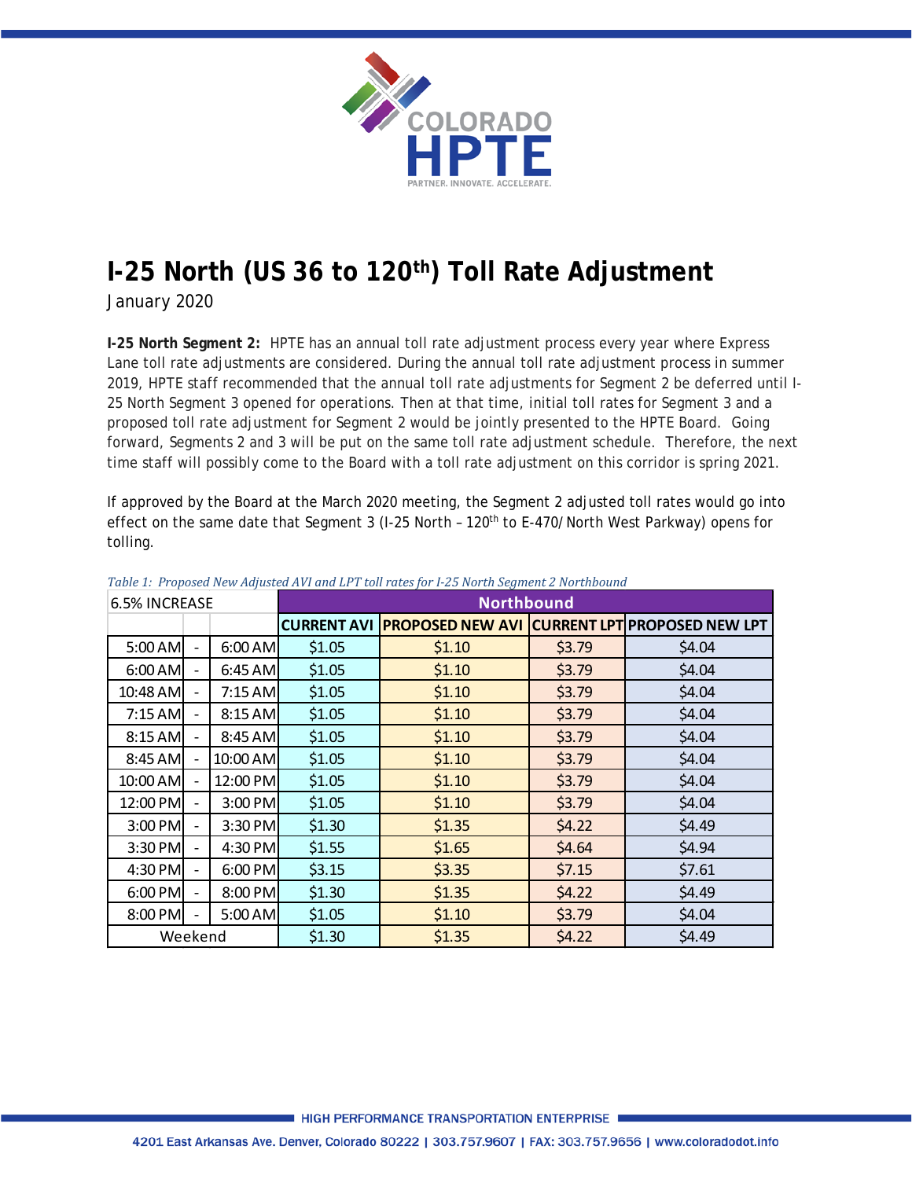# I-25 North (US 36 to 120th) Toll Rate Adjustment

January 2020

**I-25 North Segment 2:** HPTE has an annual toll rate adjustment process every year where Express Lane toll rate adjustments are considered. During the annual toll rate adjustment process in summer 2019, HPTE staff recommended that the annual toll rate adjustments for Segment 2 be deferred until I-25 North Segment 3 opened for operations. Then at that time, initial toll rates for Segment 3 and a proposed toll rate adjustment for Segment 2 would be jointly presented to the HPTE Board. Going forward, Segments 2 and 3 will be put on the same toll rate adjustment schedule. Therefore, the next time staff will possibly come to the Board with a toll rate adjustment on this corridor is spring 2021.

If approved by the Board at the March 2020 meeting, the Segment 2 adjusted toll rates would go into effect on the same date that Segment 3 (I-25 North – 120th to E-470/North West Parkway) opens for tolling.

*Table 1: Proposed New Adjusted AVI and LPT toll rates for I-25 North Segment 2 Northbound*

| 6.5% INCREASE | | | Northbound | | | |
|---|---|---|---|---|---|---|
| | | | CURRENT AVI | PROPOSED NEW AVI | CURRENT LPT | PROPOSED NEW LPT |
| 5:00 AM | - | 6:00 AM | $1.05 | $1.10 | $3.79 | $4.04 |
| 6:00 AM | - | 6:45 AM | $1.05 | $1.10 | $3.79 | $4.04 |
| 10:48 AM | - | 7:15 AM | $1.05 | $1.10 | $3.79 | $4.04 |
| 7:15 AM | - | 8:15 AM | $1.05 | $1.10 | $3.79 | $4.04 |
| 8:15 AM | - | 8:45 AM | $1.05 | $1.10 | $3.79 | $4.04 |
| 8:45 AM | - | 10:00 AM | $1.05 | $1.10 | $3.79 | $4.04 |
| 10:00 AM | - | 12:00 PM | $1.05 | $1.10 | $3.79 | $4.04 |
| 12:00 PM | - | 3:00 PM | $1.05 | $1.10 | $3.79 | $4.04 |
| 3:00 PM | - | 3:30 PM | $1.30 | $1.35 | $4.22 | $4.49 |
| 3:30 PM | - | 4:30 PM | $1.55 | $1.65 | $4.64 | $4.94 |
| 4:30 PM | - | 6:00 PM | $3.15 | $3.35 | $7.15 | $7.61 |
| 6:00 PM | - | 8:00 PM | $1.30 | $1.35 | $4.22 | $4.49 |
| 8:00 PM | - | 5:00 AM | $1.05 | $1.10 | $3.79 | $4.04 |
| Weekend | | | $1.30 | $1.35 | $4.22 | $4.49 |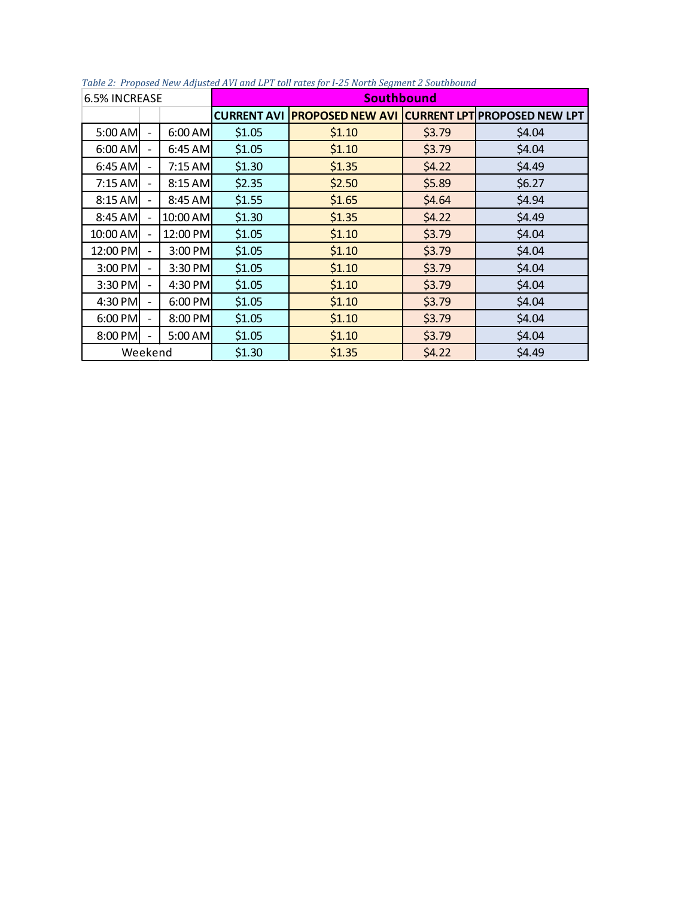*Table 2: Proposed New Adjusted AVI and LPT toll rates for I-25 North Segment 2 Southbound*

| 6.5% INCREASE | | | Southbound | | | |
|---|---|---|---|---|---|---|
| | | | **CURRENT AVI** | **PROPOSED NEW AVI** | **CURRENT LPT** | **PROPOSED NEW LPT** |
| 5:00 AM | - | 6:00 AM | $1.05 | $1.10 | $3.79 | $4.04 |
| 6:00 AM | - | 6:45 AM | $1.05 | $1.10 | $3.79 | $4.04 |
| 6:45 AM | - | 7:15 AM | $1.30 | $1.35 | $4.22 | $4.49 |
| 7:15 AM | - | 8:15 AM | $2.35 | $2.50 | $5.89 | $6.27 |
| 8:15 AM | - | 8:45 AM | $1.55 | $1.65 | $4.64 | $4.94 |
| 8:45 AM | - | 10:00 AM | $1.30 | $1.35 | $4.22 | $4.49 |
| 10:00 AM | - | 12:00 PM | $1.05 | $1.10 | $3.79 | $4.04 |
| 12:00 PM | - | 3:00 PM | $1.05 | $1.10 | $3.79 | $4.04 |
| 3:00 PM | - | 3:30 PM | $1.05 | $1.10 | $3.79 | $4.04 |
| 3:30 PM | - | 4:30 PM | $1.05 | $1.10 | $3.79 | $4.04 |
| 4:30 PM | - | 6:00 PM | $1.05 | $1.10 | $3.79 | $4.04 |
| 6:00 PM | - | 8:00 PM | $1.05 | $1.10 | $3.79 | $4.04 |
| 8:00 PM | - | 5:00 AM | $1.05 | $1.10 | $3.79 | $4.04 |
| Weekend | | | $1.30 | $1.35 | $4.22 | $4.49 |